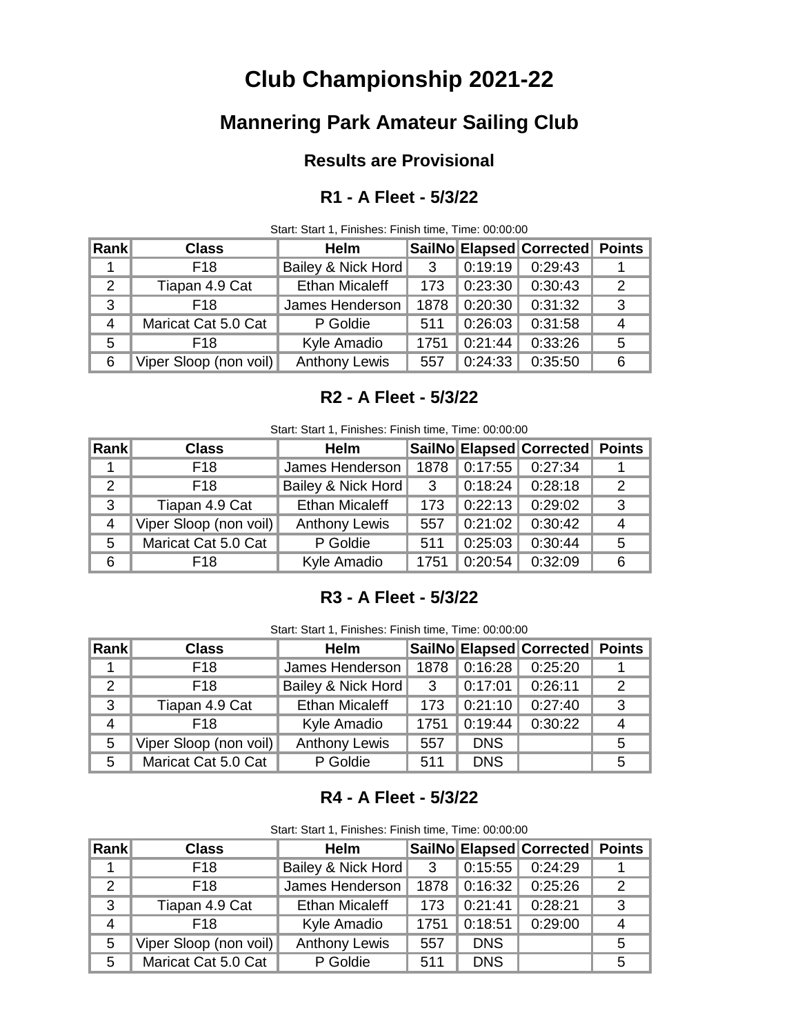# Club Championship 2021-22

## Mannering Park Amateur Sailing Club

### Results are Provisional

### R1 - A Fleet - 5/3/22

Start: Start 1, Finishes: Finish time, Time: 00:00:00

| Rank | Class | Helm | SailNo | Elapsed | Corrected | Points |
|---|---|---|---|---|---|---|
| 1 | F18 | Bailey & Nick Hord | 3 | 0:19:19 | 0:29:43 | 1 |
| 2 | Tiapan 4.9 Cat | Ethan Micaleff | 173 | 0:23:30 | 0:30:43 | 2 |
| 3 | F18 | James Henderson | 1878 | 0:20:30 | 0:31:32 | 3 |
| 4 | Maricat Cat 5.0 Cat | P Goldie | 511 | 0:26:03 | 0:31:58 | 4 |
| 5 | F18 | Kyle Amadio | 1751 | 0:21:44 | 0:33:26 | 5 |
| 6 | Viper Sloop (non voil) | Anthony Lewis | 557 | 0:24:33 | 0:35:50 | 6 |

### R2 - A Fleet - 5/3/22

Start: Start 1, Finishes: Finish time, Time: 00:00:00

| Rank | Class | Helm | SailNo | Elapsed | Corrected | Points |
|---|---|---|---|---|---|---|
| 1 | F18 | James Henderson | 1878 | 0:17:55 | 0:27:34 | 1 |
| 2 | F18 | Bailey & Nick Hord | 3 | 0:18:24 | 0:28:18 | 2 |
| 3 | Tiapan 4.9 Cat | Ethan Micaleff | 173 | 0:22:13 | 0:29:02 | 3 |
| 4 | Viper Sloop (non voil) | Anthony Lewis | 557 | 0:21:02 | 0:30:42 | 4 |
| 5 | Maricat Cat 5.0 Cat | P Goldie | 511 | 0:25:03 | 0:30:44 | 5 |
| 6 | F18 | Kyle Amadio | 1751 | 0:20:54 | 0:32:09 | 6 |

### R3 - A Fleet - 5/3/22

Start: Start 1, Finishes: Finish time, Time: 00:00:00

| Rank | Class | Helm | SailNo | Elapsed | Corrected | Points |
|---|---|---|---|---|---|---|
| 1 | F18 | James Henderson | 1878 | 0:16:28 | 0:25:20 | 1 |
| 2 | F18 | Bailey & Nick Hord | 3 | 0:17:01 | 0:26:11 | 2 |
| 3 | Tiapan 4.9 Cat | Ethan Micaleff | 173 | 0:21:10 | 0:27:40 | 3 |
| 4 | F18 | Kyle Amadio | 1751 | 0:19:44 | 0:30:22 | 4 |
| 5 | Viper Sloop (non voil) | Anthony Lewis | 557 | DNS | | 5 |
| 5 | Maricat Cat 5.0 Cat | P Goldie | 511 | DNS | | 5 |

### R4 - A Fleet - 5/3/22

Start: Start 1, Finishes: Finish time, Time: 00:00:00

| Rank | Class | Helm | SailNo | Elapsed | Corrected | Points |
|---|---|---|---|---|---|---|
| 1 | F18 | Bailey & Nick Hord | 3 | 0:15:55 | 0:24:29 | 1 |
| 2 | F18 | James Henderson | 1878 | 0:16:32 | 0:25:26 | 2 |
| 3 | Tiapan 4.9 Cat | Ethan Micaleff | 173 | 0:21:41 | 0:28:21 | 3 |
| 4 | F18 | Kyle Amadio | 1751 | 0:18:51 | 0:29:00 | 4 |
| 5 | Viper Sloop (non voil) | Anthony Lewis | 557 | DNS | | 5 |
| 5 | Maricat Cat 5.0 Cat | P Goldie | 511 | DNS | | 5 |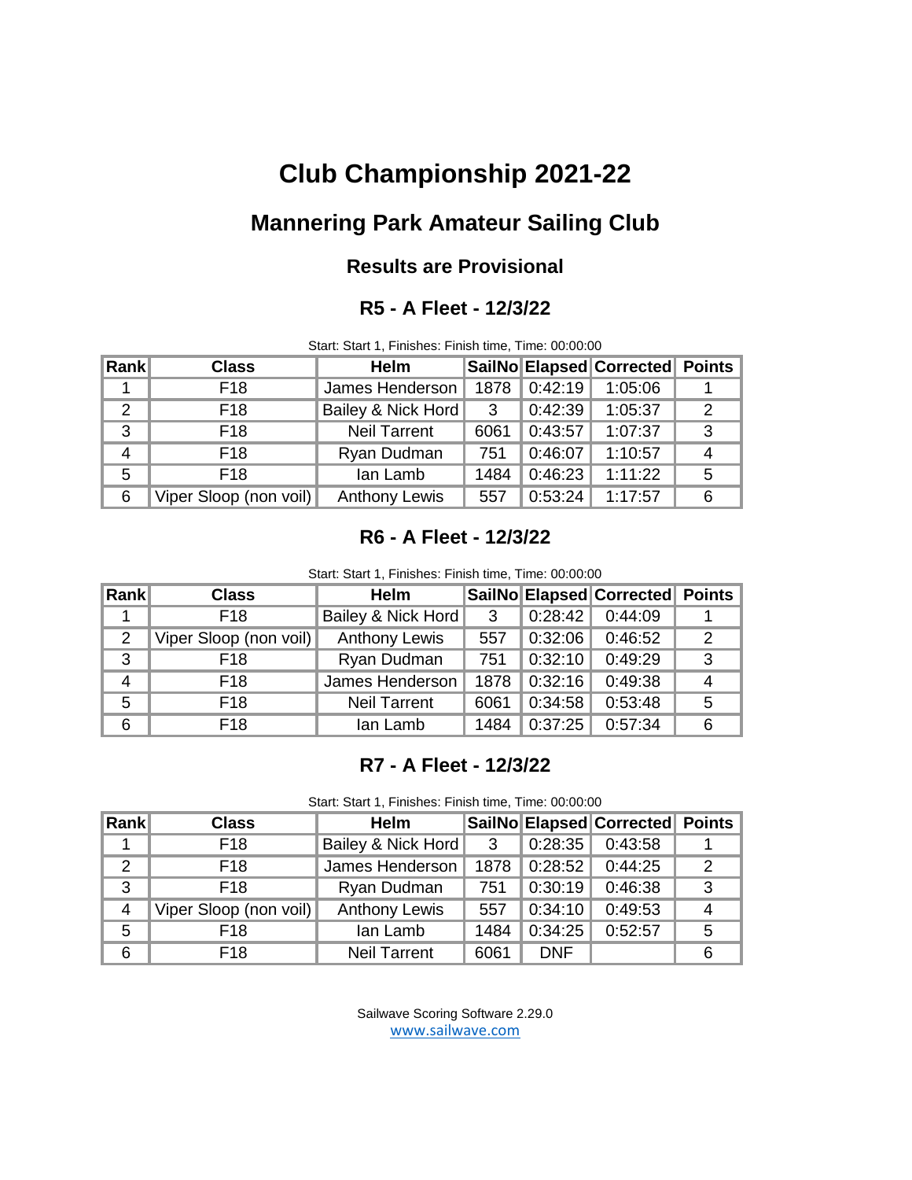# Club Championship 2021-22

## Mannering Park Amateur Sailing Club

### Results are Provisional

### R5 - A Fleet - 12/3/22

Start: Start 1, Finishes: Finish time, Time: 00:00:00

| Rank | Class | Helm | SailNo | Elapsed | Corrected | Points |
|---|---|---|---|---|---|---|
| 1 | F18 | James Henderson | 1878 | 0:42:19 | 1:05:06 | 1 |
| 2 | F18 | Bailey & Nick Hord | 3 | 0:42:39 | 1:05:37 | 2 |
| 3 | F18 | Neil Tarrent | 6061 | 0:43:57 | 1:07:37 | 3 |
| 4 | F18 | Ryan Dudman | 751 | 0:46:07 | 1:10:57 | 4 |
| 5 | F18 | Ian Lamb | 1484 | 0:46:23 | 1:11:22 | 5 |
| 6 | Viper Sloop (non voil) | Anthony Lewis | 557 | 0:53:24 | 1:17:57 | 6 |

### R6 - A Fleet - 12/3/22

Start: Start 1, Finishes: Finish time, Time: 00:00:00

| Rank | Class | Helm | SailNo | Elapsed | Corrected | Points |
|---|---|---|---|---|---|---|
| 1 | F18 | Bailey & Nick Hord | 3 | 0:28:42 | 0:44:09 | 1 |
| 2 | Viper Sloop (non voil) | Anthony Lewis | 557 | 0:32:06 | 0:46:52 | 2 |
| 3 | F18 | Ryan Dudman | 751 | 0:32:10 | 0:49:29 | 3 |
| 4 | F18 | James Henderson | 1878 | 0:32:16 | 0:49:38 | 4 |
| 5 | F18 | Neil Tarrent | 6061 | 0:34:58 | 0:53:48 | 5 |
| 6 | F18 | Ian Lamb | 1484 | 0:37:25 | 0:57:34 | 6 |

### R7 - A Fleet - 12/3/22

Start: Start 1, Finishes: Finish time, Time: 00:00:00

| Rank | Class | Helm | SailNo | Elapsed | Corrected | Points |
|---|---|---|---|---|---|---|
| 1 | F18 | Bailey & Nick Hord | 3 | 0:28:35 | 0:43:58 | 1 |
| 2 | F18 | James Henderson | 1878 | 0:28:52 | 0:44:25 | 2 |
| 3 | F18 | Ryan Dudman | 751 | 0:30:19 | 0:46:38 | 3 |
| 4 | Viper Sloop (non voil) | Anthony Lewis | 557 | 0:34:10 | 0:49:53 | 4 |
| 5 | F18 | Ian Lamb | 1484 | 0:34:25 | 0:52:57 | 5 |
| 6 | F18 | Neil Tarrent | 6061 | DNF | | 6 |

Sailwave Scoring Software 2.29.0
www.sailwave.com